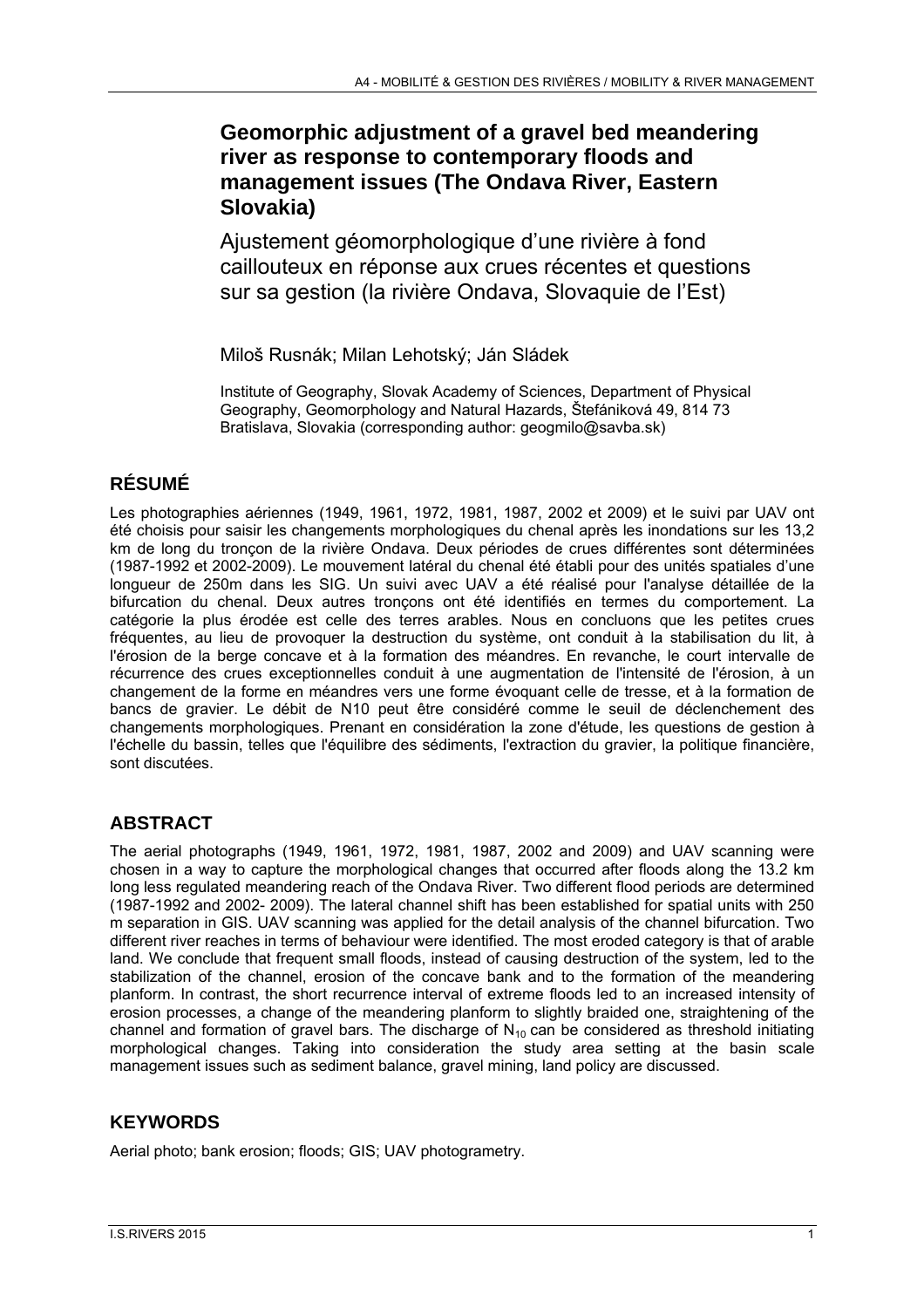# Geomorphic adjustment of a gravel bed meandering river as response to contemporary floods and management issues (The Ondava River, Eastern Slovakia)

## Ajustement géomorphologique d'une rivière à fond caillouteux en réponse aux crues récentes et questions sur sa gestion (la rivière Ondava, Slovaquie de l'Est)

Miloš Rusnák; Milan Lehotský; Ján Sládek

Institute of Geography, Slovak Academy of Sciences, Department of Physical Geography, Geomorphology and Natural Hazards, Štefánikova 49, 814 73 Bratislava, Slovakia (corresponding author: geogmilo@savba.sk)

## RÉSUMÉ

Les photographies aériennes (1949, 1961, 1972, 1981, 1987, 2002 et 2009) et le suivi par UAV ont été choisis pour saisir les changements morphologiques du chenal après les inondations sur les 13,2 km de long du tronçon de la rivière Ondava. Deux périodes de crues différentes sont déterminées (1987-1992 et 2002-2009). Le mouvement latéral du chenal été établi pour des unités spatiales d'une longueur de 250m dans les SIG. Un suivi avec UAV a été réalisé pour l'analyse détaillée de la bifurcation du chenal. Deux autres tronçons ont été identifiés en termes du comportement. La catégorie la plus érodée est celle des terres arables. Nous en concluons que les petites crues fréquentes, au lieu de provoquer la destruction du système, ont conduit à la stabilisation du lit, à l'érosion de la berge concave et à la formation des méandres. En revanche, le court intervalle de récurrence des crues exceptionnelles conduit à une augmentation de l'intensité de l'érosion, à un changement de la forme en méandres vers une forme évoquant celle de tresse, et à la formation de bancs de gravier. Le débit de N10 peut être considéré comme le seuil de déclenchement des changements morphologiques. Prenant en considération la zone d'étude, les questions de gestion à l'échelle du bassin, telles que l'équilibre des sédiments, l'extraction du gravier, la politique financière, sont discutées.

## ABSTRACT

The aerial photographs (1949, 1961, 1972, 1981, 1987, 2002 and 2009) and UAV scanning were chosen in a way to capture the morphological changes that occurred after floods along the 13.2 km long less regulated meandering reach of the Ondava River. Two different flood periods are determined (1987-1992 and 2002- 2009). The lateral channel shift has been established for spatial units with 250 m separation in GIS. UAV scanning was applied for the detail analysis of the channel bifurcation. Two different river reaches in terms of behaviour were identified. The most eroded category is that of arable land. We conclude that frequent small floods, instead of causing destruction of the system, led to the stabilization of the channel, erosion of the concave bank and to the formation of the meandering planform. In contrast, the short recurrence interval of extreme floods led to an increased intensity of erosion processes, a change of the meandering planform to slightly braided one, straightening of the channel and formation of gravel bars. The discharge of $N_{10}$ can be considered as threshold initiating morphological changes. Taking into consideration the study area setting at the basin scale management issues such as sediment balance, gravel mining, land policy are discussed.

## KEYWORDS

Aerial photo; bank erosion; floods; GIS; UAV photogrammetry.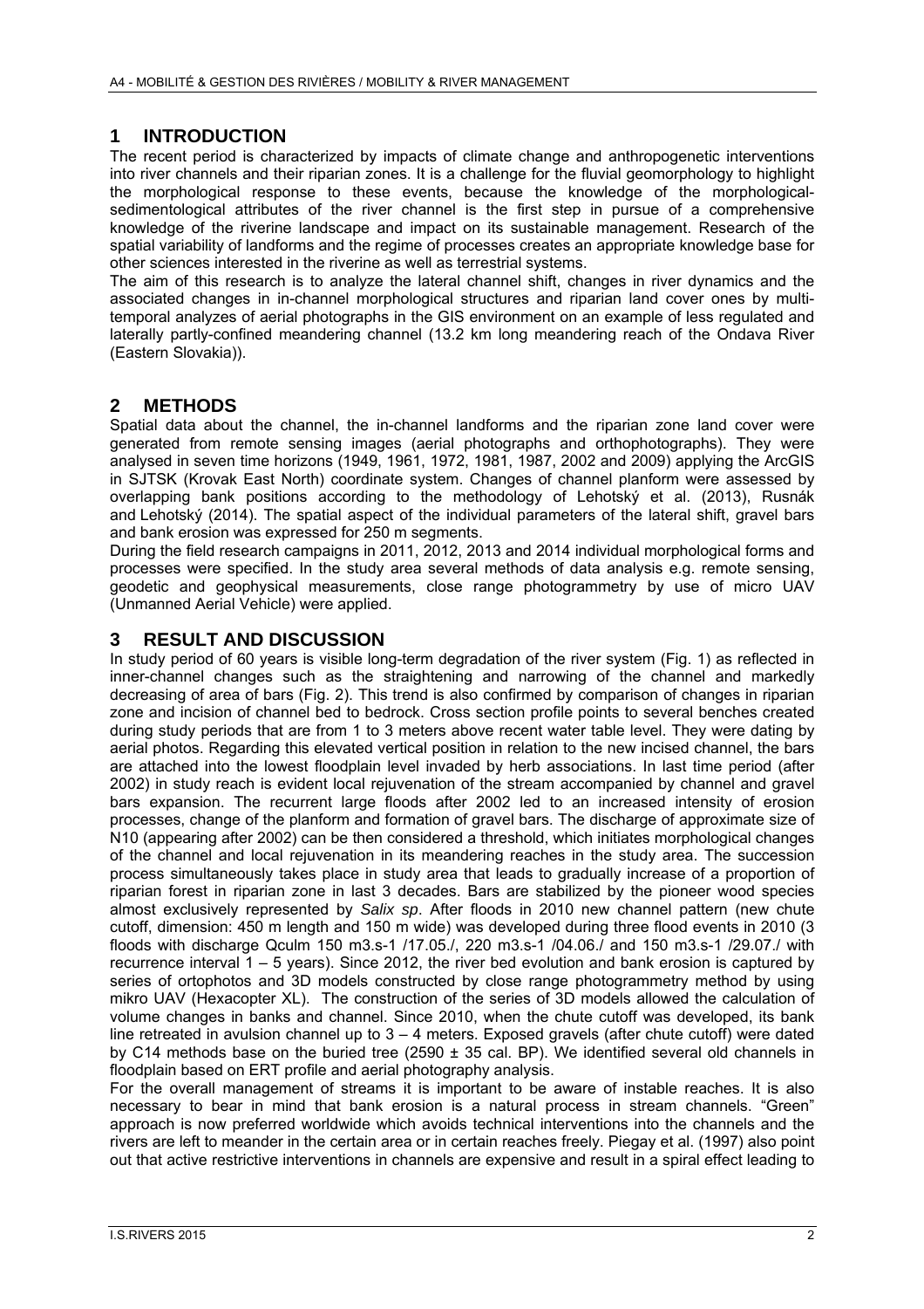## 1 INTRODUCTION

The recent period is characterized by impacts of climate change and anthropogenetic interventions into river channels and their riparian zones. It is a challenge for the fluvial geomorphology to highlight the morphological response to these events, because the knowledge of the morphological-sedimentological attributes of the river channel is the first step in pursue of a comprehensive knowledge of the riverine landscape and impact on its sustainable management. Research of the spatial variability of landforms and the regime of processes creates an appropriate knowledge base for other sciences interested in the riverine as well as terrestrial systems.

The aim of this research is to analyze the lateral channel shift, changes in river dynamics and the associated changes in in-channel morphological structures and riparian land cover ones by multi-temporal analyzes of aerial photographs in the GIS environment on an example of less regulated and laterally partly-confined meandering channel (13.2 km long meandering reach of the Ondava River (Eastern Slovakia)).

## 2 METHODS

Spatial data about the channel, the in-channel landforms and the riparian zone land cover were generated from remote sensing images (aerial photographs and orthophotographs). They were analysed in seven time horizons (1949, 1961, 1972, 1981, 1987, 2002 and 2009) applying the ArcGIS in SJTSK (Krovak East North) coordinate system. Changes of channel planform were assessed by overlapping bank positions according to the methodology of Lehotský et al. (2013), Rusnák and Lehotský (2014). The spatial aspect of the individual parameters of the lateral shift, gravel bars and bank erosion was expressed for 250 m segments.

During the field research campaigns in 2011, 2012, 2013 and 2014 individual morphological forms and processes were specified. In the study area several methods of data analysis e.g. remote sensing, geodetic and geophysical measurements, close range photogrammetry by use of micro UAV (Unmanned Aerial Vehicle) were applied.

## 3 RESULT AND DISCUSSION

In study period of 60 years is visible long-term degradation of the river system (Fig. 1) as reflected in inner-channel changes such as the straightening and narrowing of the channel and markedly decreasing of area of bars (Fig. 2). This trend is also confirmed by comparison of changes in riparian zone and incision of channel bed to bedrock. Cross section profile points to several benches created during study periods that are from 1 to 3 meters above recent water table level. They were dating by aerial photos. Regarding this elevated vertical position in relation to the new incised channel, the bars are attached into the lowest floodplain level invaded by herb associations. In last time period (after 2002) in study reach is evident local rejuvenation of the stream accompanied by channel and gravel bars expansion. The recurrent large floods after 2002 led to an increased intensity of erosion processes, change of the planform and formation of gravel bars. The discharge of approximate size of $N10$ (appearing after 2002) can be then considered a threshold, which initiates morphological changes of the channel and local rejuvenation in its meandering reaches in the study area. The succession process simultaneously takes place in study area that leads to gradually increase of a proportion of riparian forest in riparian zone in last 3 decades. Bars are stabilized by the pioneer wood species almost exclusively represented by *Salix sp*. After floods in 2010 new channel pattern (new chute cutoff, dimension: 450 m length and 150 m wide) was developed during three flood events in 2010 (3 floods with discharge $Q_{culm}$ 150 $m^3.s^{-1}$ /17.05./, 220 $m^3.s^{-1}$ /04.06./ and 150 $m^3.s^{-1}$ /29.07./ with recurrence interval 1 – 5 years). Since 2012, the river bed evolution and bank erosion is captured by series of ortophotos and 3D models constructed by close range photogrammetry method by using mikro UAV (Hexacopter XL). The construction of the series of 3D models allowed the calculation of volume changes in banks and channel. Since 2010, when the chute cutoff was developed, its bank line retreated in avulsion channel up to 3 – 4 meters. Exposed gravels (after chute cutoff) were dated by C14 methods base on the buried tree (2590 ± 35 cal. BP). We identified several old channels in floodplain based on ERT profile and aerial photography analysis.

For the overall management of streams it is important to be aware of instable reaches. It is also necessary to bear in mind that bank erosion is a natural process in stream channels. "Green" approach is now preferred worldwide which avoids technical interventions into the channels and the rivers are left to meander in the certain area or in certain reaches freely. Piegay et al. (1997) also point out that active restrictive interventions in channels are expensive and result in a spiral effect leading to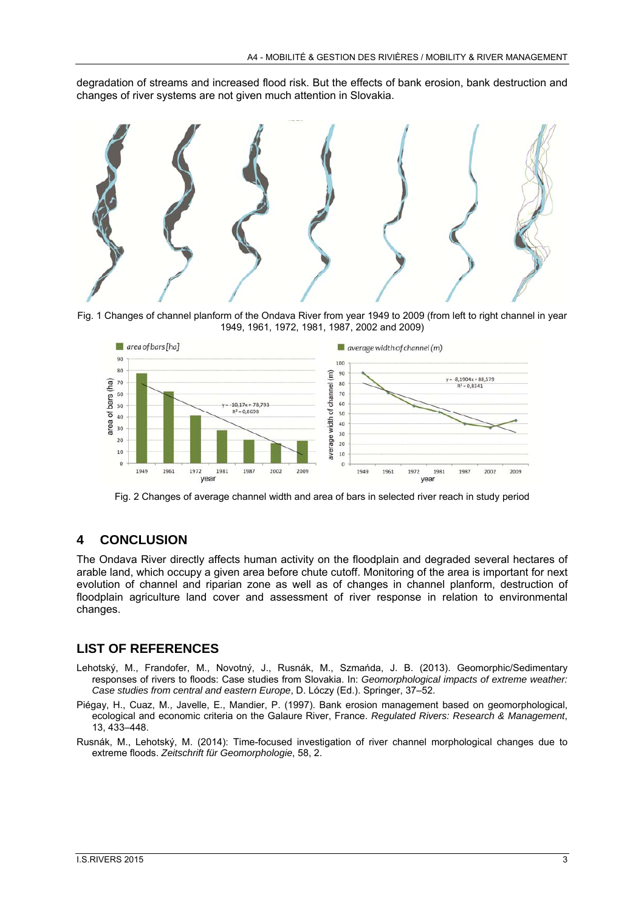degradation of streams and increased flood risk. But the effects of bank erosion, bank destruction and changes of river systems are not given much attention in Slovakia.

Fig. 1 Changes of channel planform of the Ondava River from year 1949 to 2009 (from left to right channel in year 1949, 1961, 1972, 1981, 1987, 2002 and 2009)

area of bars [ha]

area of bars (ha)

90
80
70
60
50
40
30
20
10
0

y = -10,17x + 78,793
R² = 0,8608

1949 1961 1972 1981 1987 2002 2009

year

average width of channel (m)

average width of channel (m)

100
90
80
70
60
50
40
30
20
10
0

y = -8,1904x + 88,579
R² = 0,8341

1949 1961 1972 1981 1987 2002 2009

year

Fig. 2 Changes of average channel width and area of bars in selected river reach in study period

## 4 CONCLUSION

The Ondava River directly affects human activity on the floodplain and degraded several hectares of arable land, which occupy a given area before chute cutoff. Monitoring of the area is important for next evolution of channel and riparian zone as well as of changes in channel planform, destruction of floodplain agriculture land cover and assessment of river response in relation to environmental changes.

## LIST OF REFERENCES

Lehotský, M., Frandofer, M., Novotný, J., Rusnák, M., Szmańda, J. B. (2013). Geomorphic/Sedimentary responses of rivers to floods: Case studies from Slovakia. In: *Geomorphological impacts of extreme weather: Case studies from central and eastern Europe*, D. Lóczy (Ed.). Springer, 37–52.

Piégay, H., Cuaz, M., Javelle, E., Mandier, P. (1997). Bank erosion management based on geomorphological, ecological and economic criteria on the Galaure River, France. *Regulated Rivers: Research & Management*, 13, 433–448.

Rusnák, M., Lehotský, M. (2014): Time-focused investigation of river channel morphological changes due to extreme floods. *Zeitschrift für Geomorphologie*, 58, 2.